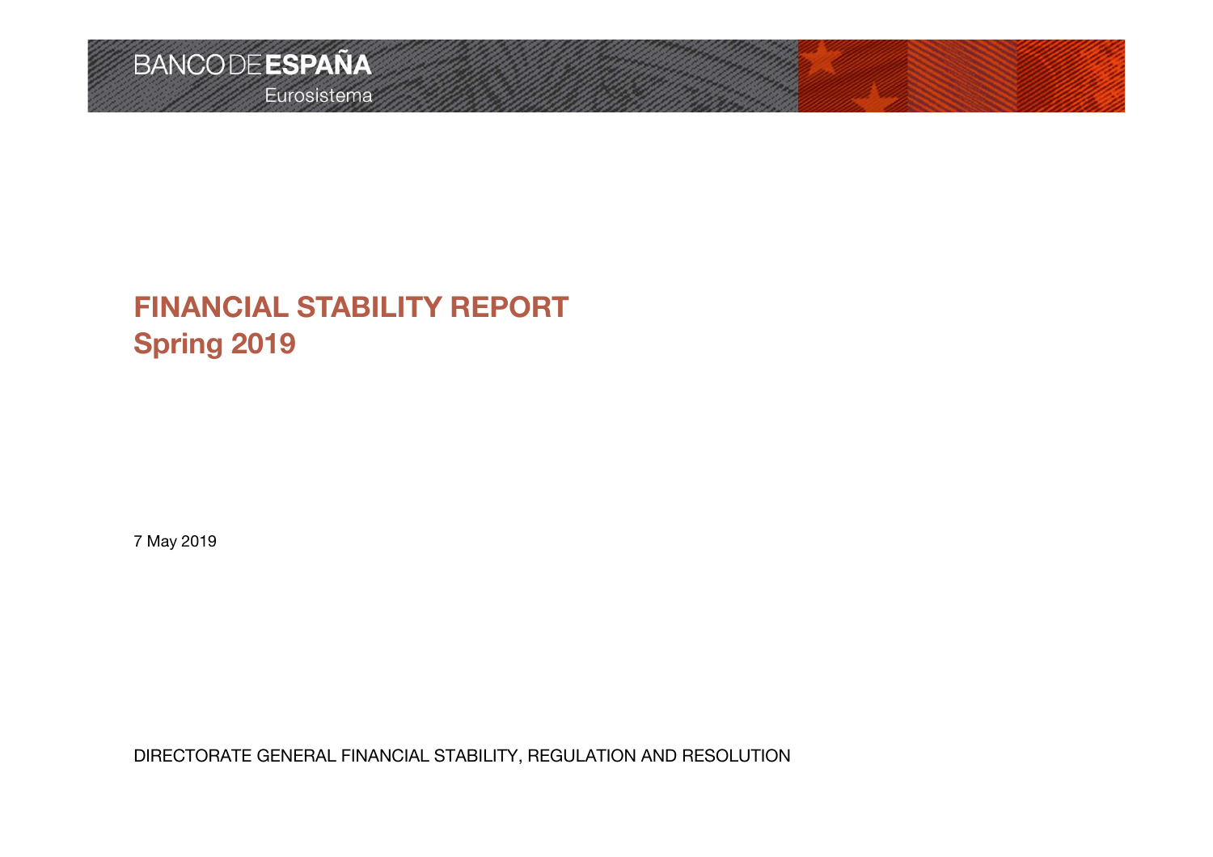BANCO DE ESPAÑA
Eurosistema

# FINANCIAL STABILITY REPORT
## Spring 2019

7 May 2019

DIRECTORATE GENERAL FINANCIAL STABILITY, REGULATION AND RESOLUTION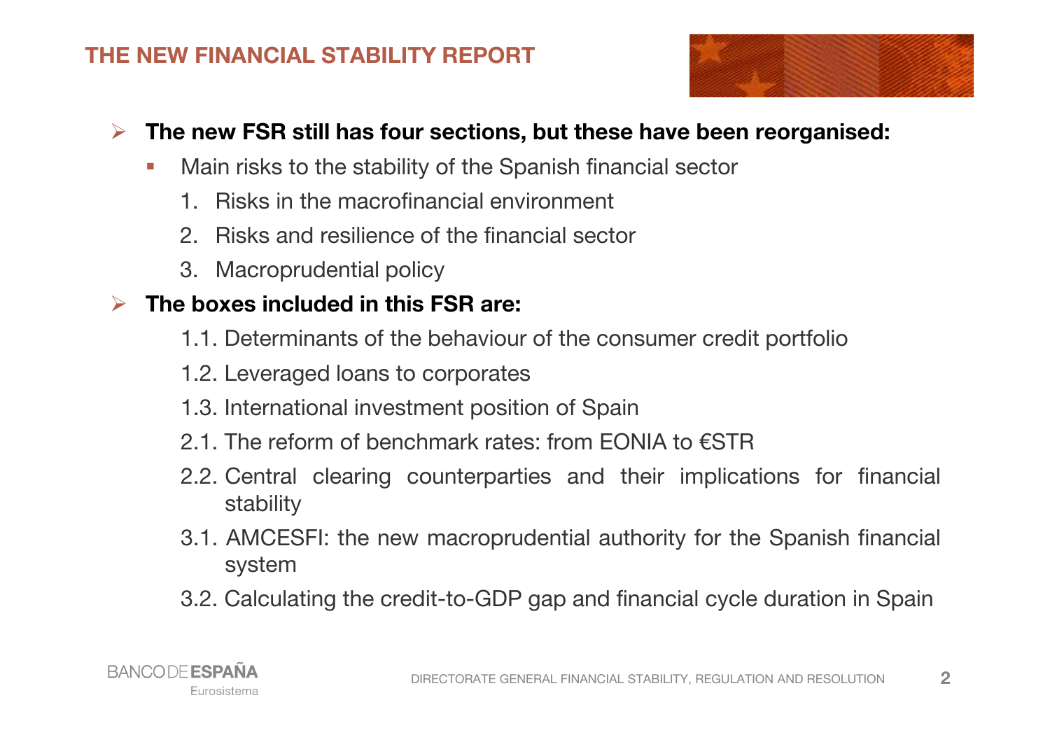# THE NEW FINANCIAL STABILITY REPORT

- **The new FSR still has four sections, but these have been reorganised:**
  - Main risks to the stability of the Spanish financial sector
    1. Risks in the macrofinancial environment
    2. Risks and resilience of the financial sector
    3. Macroprudential policy
- **The boxes included in this FSR are:**
  - 1.1. Determinants of the behaviour of the consumer credit portfolio
  - 1.2. Leveraged loans to corporates
  - 1.3. International investment position of Spain
  - 2.1. The reform of benchmark rates: from EONIA to €STR
  - 2.2. Central clearing counterparties and their implications for financial stability
  - 3.1. AMCESFI: the new macroprudential authority for the Spanish financial system
  - 3.2. Calculating the credit-to-GDP gap and financial cycle duration in Spain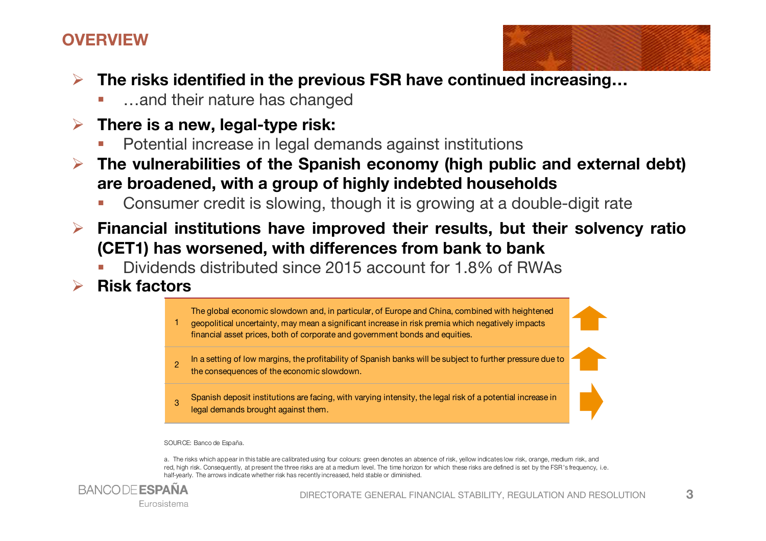# OVERVIEW

- **The risks identified in the previous FSR have continued increasing…**
  - …and their nature has changed
- **There is a new, legal-type risk:**
  - Potential increase in legal demands against institutions
- **The vulnerabilities of the Spanish economy (high public and external debt) are broadened, with a group of highly indebted households**
  - Consumer credit is slowing, though it is growing at a double-digit rate
- **Financial institutions have improved their results, but their solvency ratio (CET1) has worsened, with differences from bank to bank**
  - Dividends distributed since 2015 account for 1.8% of RWAs
- **Risk factors**

| | Risk factor | Trend |
|---|---|---|
| 1 | The global economic slowdown and, in particular, of Europe and China, combined with heightened geopolitical uncertainty, may mean a significant increase in risk premia which negatively impacts financial asset prices, both of corporate and government bonds and equities. | ↑ |
| 2 | In a setting of low margins, the profitability of Spanish banks will be subject to further pressure due to the consequences of the economic slowdown. | ↑ |
| 3 | Spanish deposit institutions are facing, with varying intensity, the legal risk of a potential increase in legal demands brought against them. | → |

SOURCE: Banco de España.

a. The risks which appear in this table are calibrated using four colours: green denotes an absence of risk, yellow indicates low risk, orange, medium risk, and red, high risk. Consequently, at present the three risks are at a medium level. The time horizon for which these risks are defined is set by the FSR's frequency, i.e. half-yearly. The arrows indicate whether risk has recently increased, held stable or diminished.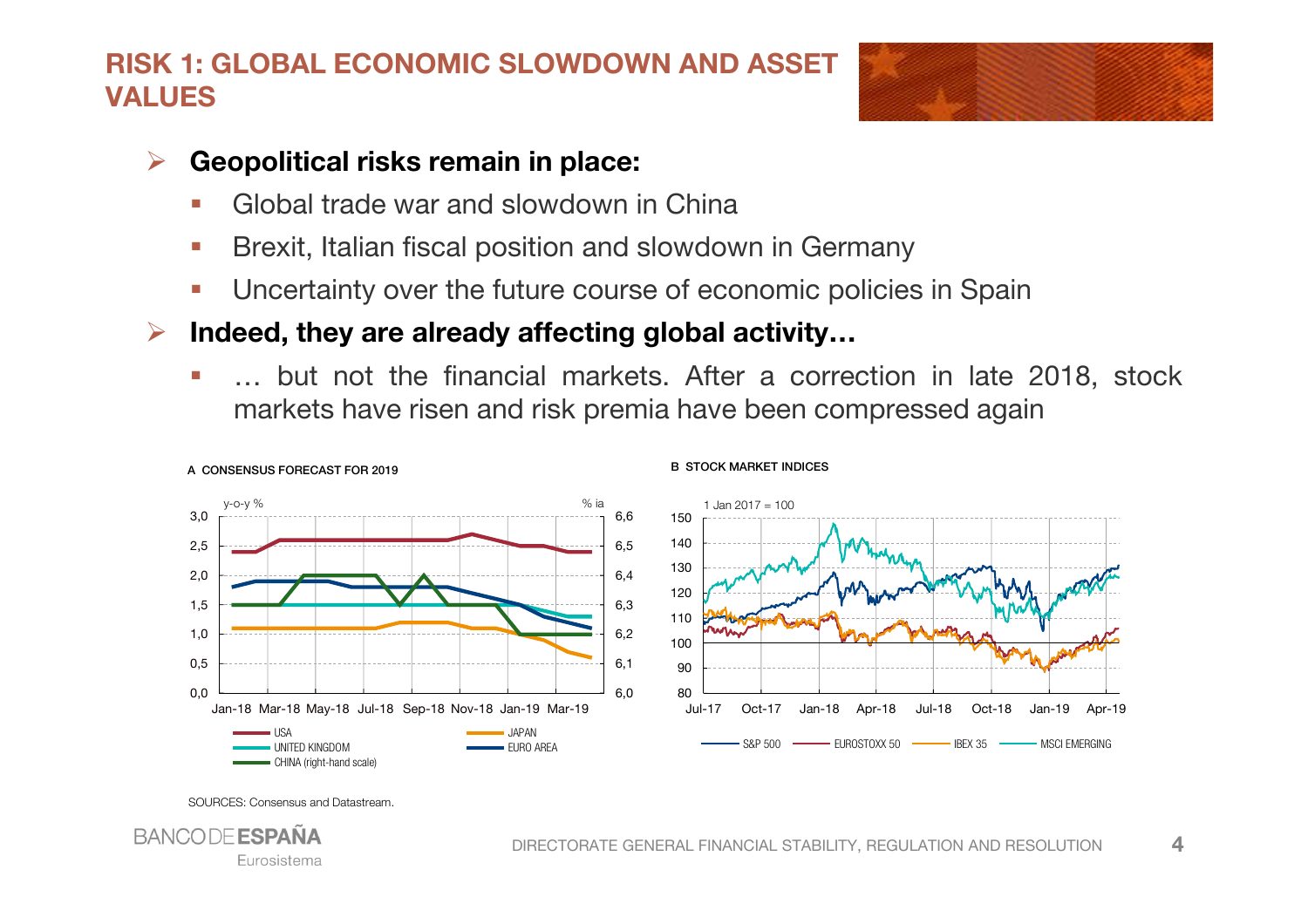# RISK 1: GLOBAL ECONOMIC SLOWDOWN AND ASSET VALUES

- **Geopolitical risks remain in place:**
  - Global trade war and slowdown in China
  - Brexit, Italian fiscal position and slowdown in Germany
  - Uncertainty over the future course of economic policies in Spain
- **Indeed, they are already affecting global activity…**
  - … but not the financial markets. After a correction in late 2018, stock markets have risen and risk premia have been compressed again

A CONSENSUS FORECAST FOR 2019

B STOCK MARKET INDICES

SOURCES: Consensus and Datastream.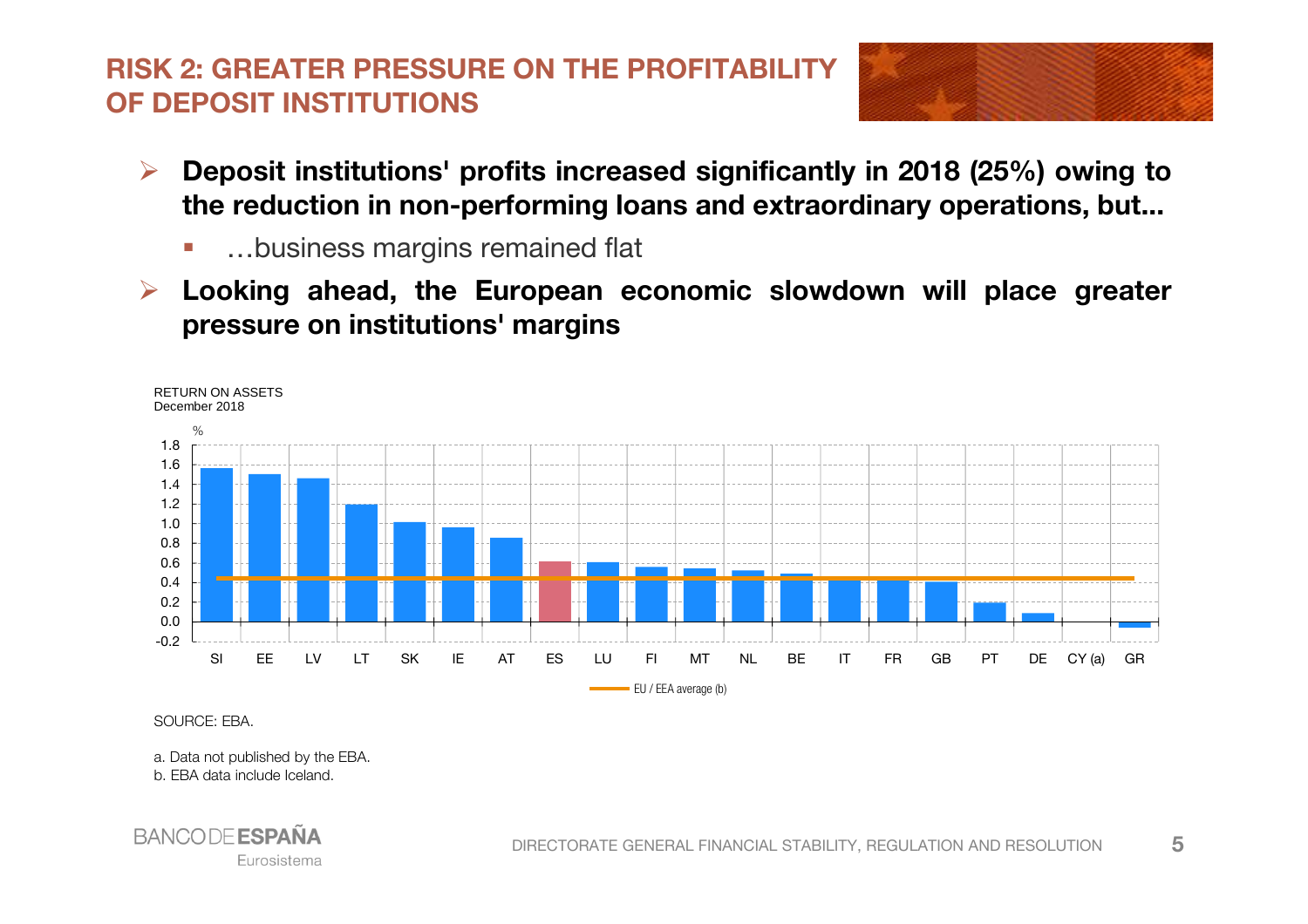# RISK 2: GREATER PRESSURE ON THE PROFITABILITY OF DEPOSIT INSTITUTIONS

- **Deposit institutions' profits increased significantly in 2018 (25%) owing to the reduction in non-performing loans and extraordinary operations, but...**
  - …business margins remained flat
- **Looking ahead, the European economic slowdown will place greater pressure on institutions' margins**

RETURN ON ASSETS
December 2018

%

| Country | Return on assets (%) |
|---|---|
| SI | 1.56 |
| EE | 1.50 |
| LV | 1.46 |
| LT | 1.19 |
| SK | 1.01 |
| IE | 0.96 |
| AT | 0.85 |
| ES | 0.61 |
| LU | 0.60 |
| FI | 0.56 |
| MT | 0.54 |
| NL | 0.52 |
| BE | 0.49 |
| IT | 0.46 |
| FR | 0.43 |
| GB | 0.41 |
| PT | 0.19 |
| DE | 0.09 |
| CY (a) | |
| GR | -0.06 |

EU / EEA average (b): ≈0.44

SOURCE: EBA.

a. Data not published by the EBA.
b. EBA data include Iceland.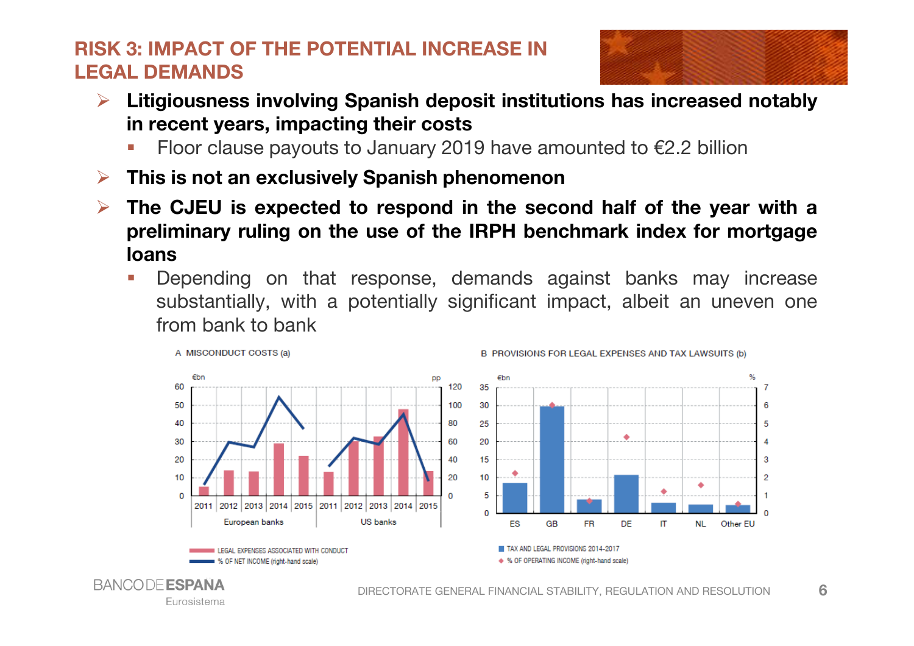## RISK 3: IMPACT OF THE POTENTIAL INCREASE IN LEGAL DEMANDS

- **Litigiousness involving Spanish deposit institutions has increased notably in recent years, impacting their costs**
  - Floor clause payouts to January 2019 have amounted to €2.2 billion
- **This is not an exclusively Spanish phenomenon**
- **The CJEU is expected to respond in the second half of the year with a preliminary ruling on the use of the IRPH benchmark index for mortgage loans**
  - Depending on that response, demands against banks may increase substantially, with a potentially significant impact, albeit an uneven one from bank to bank

A MISCONDUCT COSTS (a)

B PROVISIONS FOR LEGAL EXPENSES AND TAX LAWSUITS (b)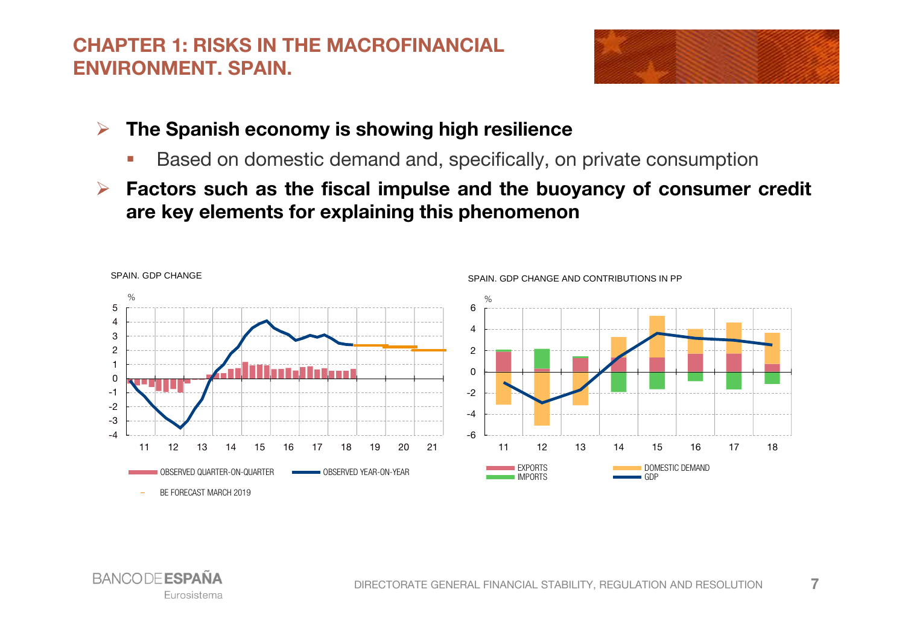# CHAPTER 1: RISKS IN THE MACROFINANCIAL ENVIRONMENT. SPAIN.

- **The Spanish economy is showing high resilience**
  - Based on domestic demand and, specifically, on private consumption
- **Factors such as the fiscal impulse and the buoyancy of consumer credit are key elements for explaining this phenomenon**

SPAIN. GDP CHANGE

%

OBSERVED QUARTER-ON-QUARTER — OBSERVED YEAR-ON-YEAR — BE FORECAST MARCH 2019

SPAIN. GDP CHANGE AND CONTRIBUTIONS IN PP

%

EXPORTS — DOMESTIC DEMAND — IMPORTS — GDP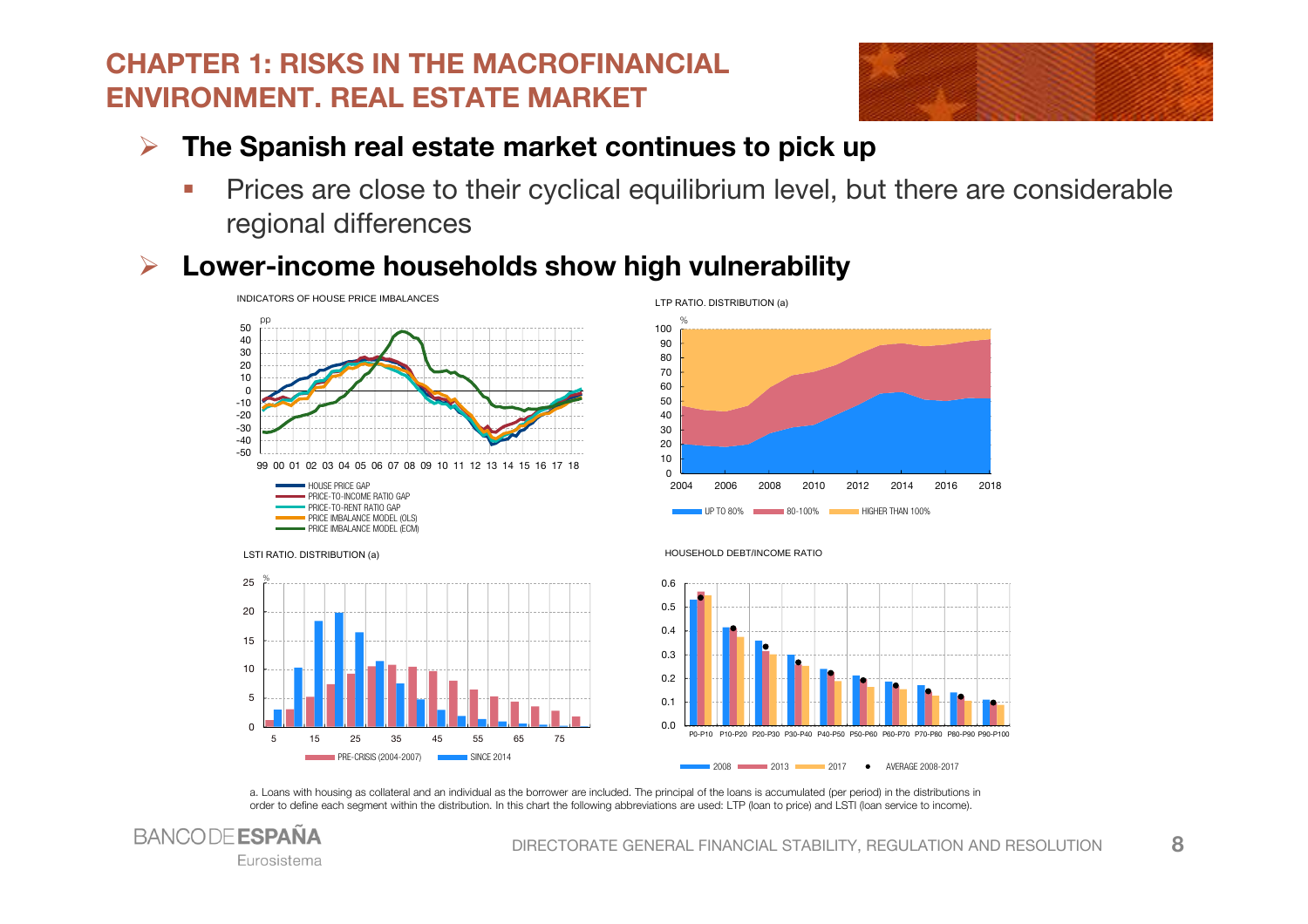# CHAPTER 1: RISKS IN THE MACROFINANCIAL ENVIRONMENT. REAL ESTATE MARKET

- **The Spanish real estate market continues to pick up**
  - Prices are close to their cyclical equilibrium level, but there are considerable regional differences
- **Lower-income households show high vulnerability**

INDICATORS OF HOUSE PRICE IMBALANCES

- HOUSE PRICE GAP
- PRICE-TO-INCOME RATIO GAP
- PRICE-TO-RENT RATIO GAP
- PRICE IMBALANCE MODEL (OLS)
- PRICE IMBALANCE MODEL (ECM)

LTP RATIO. DISTRIBUTION (a)

- UP TO 80%
- 80-100%
- HIGHER THAN 100%

LSTI RATIO. DISTRIBUTION (a)

- PRE-CRISIS (2004-2007)
- SINCE 2014

HOUSEHOLD DEBT/INCOME RATIO

- 2008
- 2013
- 2017
- AVERAGE 2008-2017

a. Loans with housing as collateral and an individual as the borrower are included. The principal of the loans is accumulated (per period) in the distributions in order to define each segment within the distribution. In this chart the following abbreviations are used: LTP (loan to price) and LSTI (loan service to income).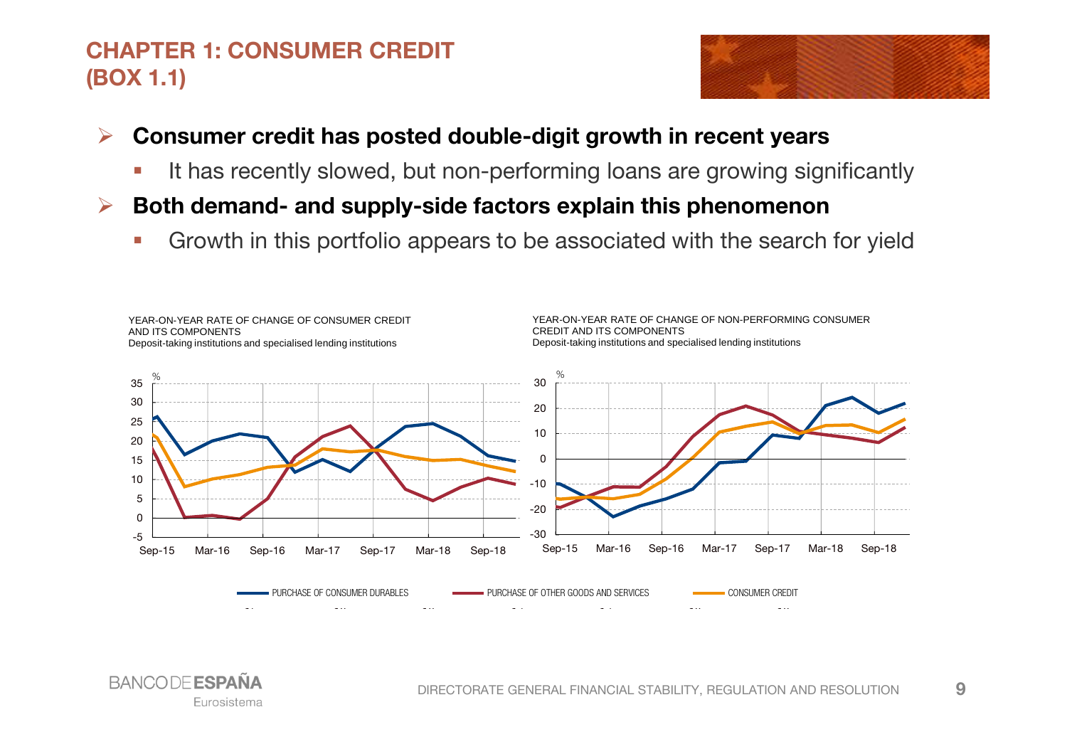# CHAPTER 1: CONSUMER CREDIT (BOX 1.1)

- **Consumer credit has posted double-digit growth in recent years**
  - It has recently slowed, but non-performing loans are growing significantly
- **Both demand- and supply-side factors explain this phenomenon**
  - Growth in this portfolio appears to be associated with the search for yield

YEAR-ON-YEAR RATE OF CHANGE OF CONSUMER CREDIT AND ITS COMPONENTS
Deposit-taking institutions and specialised lending institutions

YEAR-ON-YEAR RATE OF CHANGE OF NON-PERFORMING CONSUMER CREDIT AND ITS COMPONENTS
Deposit-taking institutions and specialised lending institutions

PURCHASE OF CONSUMER DURABLES — PURCHASE OF OTHER GOODS AND SERVICES — CONSUMER CREDIT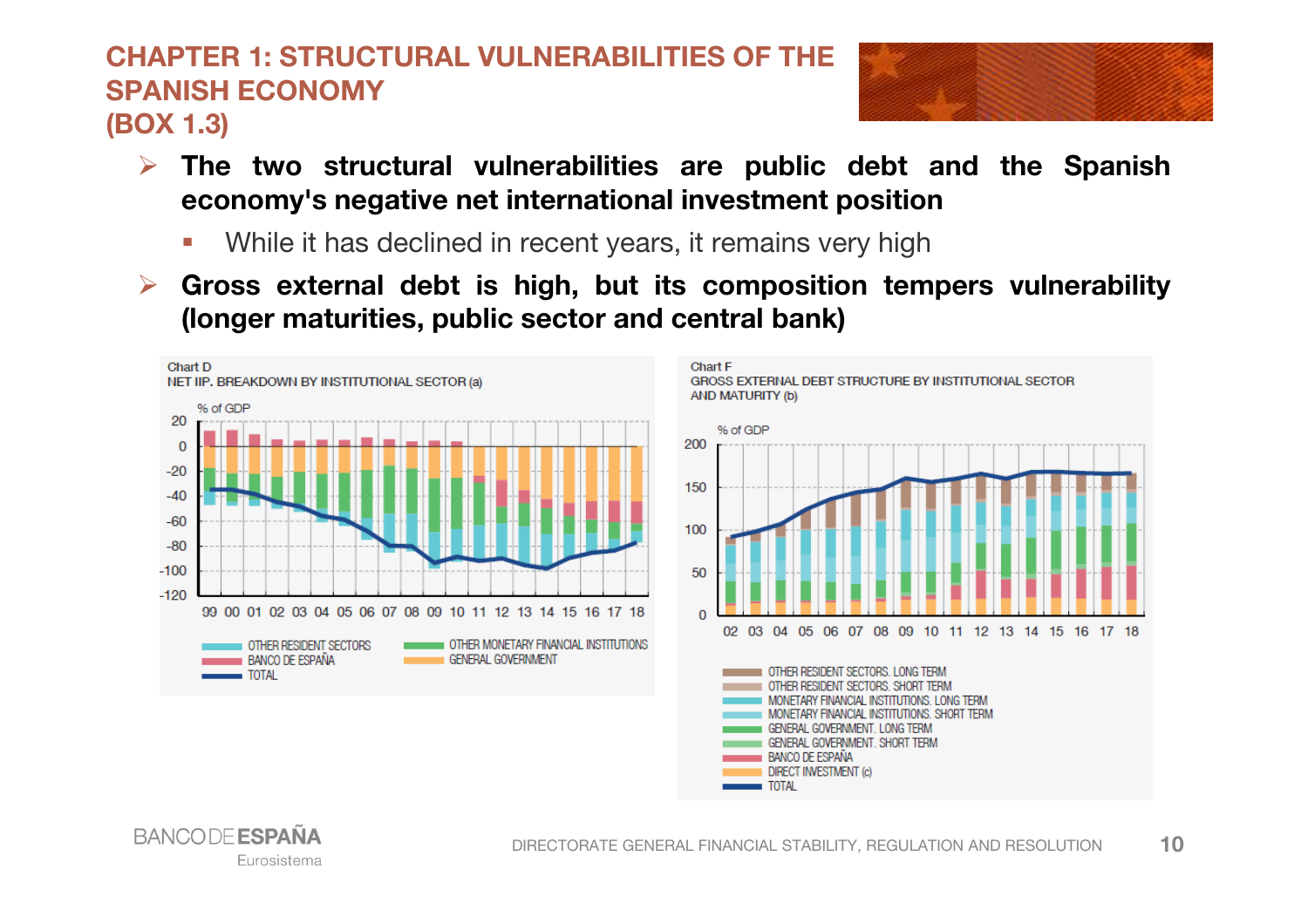# CHAPTER 1: STRUCTURAL VULNERABILITIES OF THE SPANISH ECONOMY (BOX 1.3)

- **The two structural vulnerabilities are public debt and the Spanish economy's negative net international investment position**
  - While it has declined in recent years, it remains very high
- **Gross external debt is high, but its composition tempers vulnerability (longer maturities, public sector and central bank)**

Chart D
NET IIP. BREAKDOWN BY INSTITUTIONAL SECTOR (a)

% of GDP

OTHER RESIDENT SECTORS · OTHER MONETARY FINANCIAL INSTITUTIONS · BANCO DE ESPAÑA · GENERAL GOVERNMENT · TOTAL

Chart F
GROSS EXTERNAL DEBT STRUCTURE BY INSTITUTIONAL SECTOR AND MATURITY (b)

% of GDP

OTHER RESIDENT SECTORS. LONG TERM · OTHER RESIDENT SECTORS. SHORT TERM · MONETARY FINANCIAL INSTITUTIONS. LONG TERM · MONETARY FINANCIAL INSTITUTIONS. SHORT TERM · GENERAL GOVERNMENT. LONG TERM · GENERAL GOVERNMENT. SHORT TERM · BANCO DE ESPAÑA · DIRECT INVESTMENT (c) · TOTAL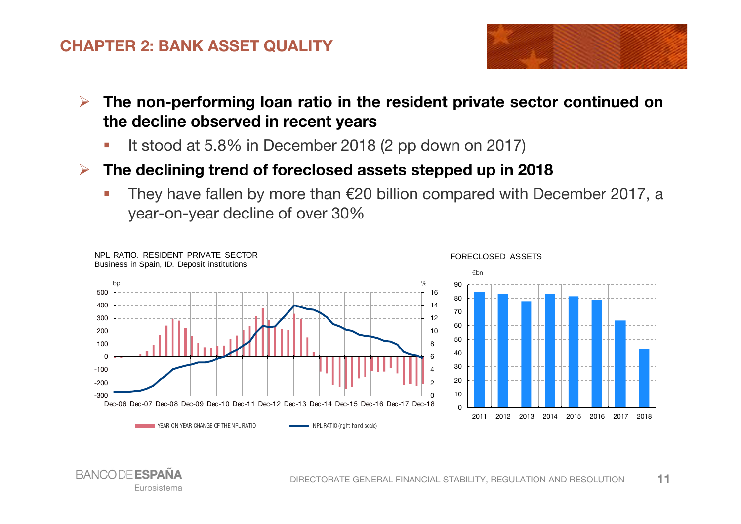# CHAPTER 2: BANK ASSET QUALITY

- **The non-performing loan ratio in the resident private sector continued on the decline observed in recent years**
  - It stood at 5.8% in December 2018 (2 pp down on 2017)
- **The declining trend of foreclosed assets stepped up in 2018**
  - They have fallen by more than €20 billion compared with December 2017, a year-on-year decline of over 30%

NPL RATIO. RESIDENT PRIVATE SECTOR
Business in Spain, ID. Deposit institutions

YEAR-ON-YEAR CHANGE OF THE NPL RATIO (bp) — NPL RATIO (right-hand scale) (%)

FORECLOSED ASSETS
€bn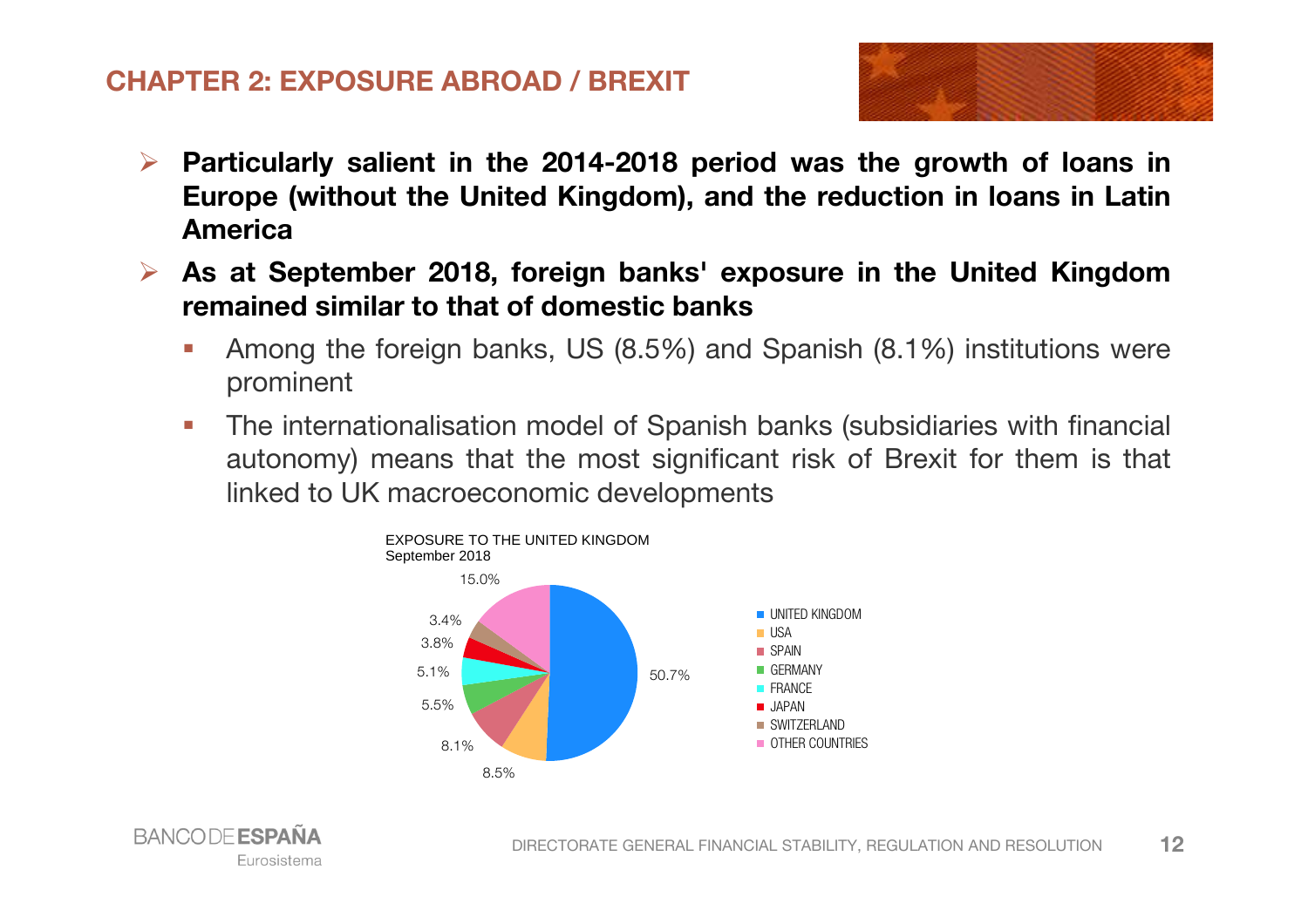## CHAPTER 2: EXPOSURE ABROAD / BREXIT

- **Particularly salient in the 2014-2018 period was the growth of loans in Europe (without the United Kingdom), and the reduction in loans in Latin America**
- **As at September 2018, foreign banks' exposure in the United Kingdom remained similar to that of domestic banks**
  - Among the foreign banks, US (8.5%) and Spanish (8.1%) institutions were prominent
  - The internationalisation model of Spanish banks (subsidiaries with financial autonomy) means that the most significant risk of Brexit for them is that linked to UK macroeconomic developments

EXPOSURE TO THE UNITED KINGDOM
September 2018

| Country | Share |
|---|---|
| UNITED KINGDOM | 50.7% |
| USA | 8.5% |
| SPAIN | 8.1% |
| GERMANY | 5.5% |
| FRANCE | 5.1% |
| JAPAN | 3.8% |
| SWITZERLAND | 3.4% |
| OTHER COUNTRIES | 15.0% |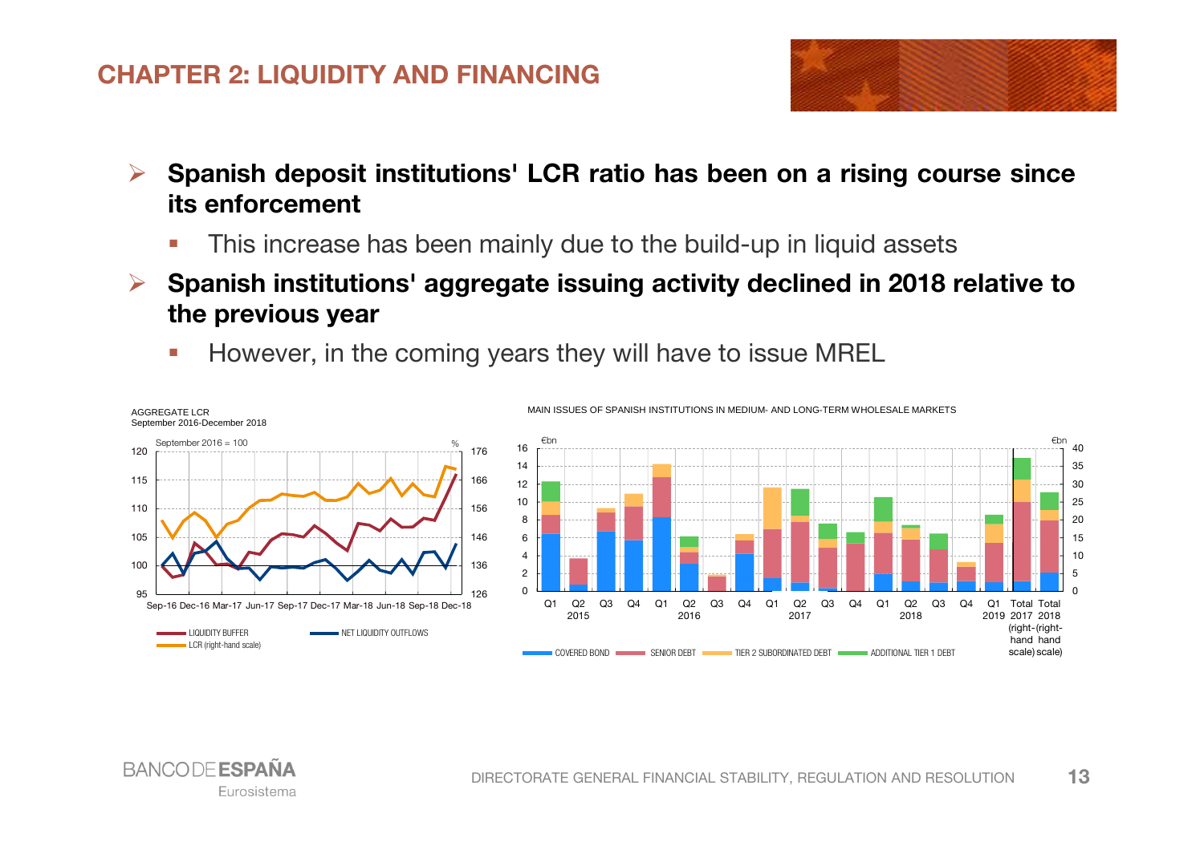# CHAPTER 2: LIQUIDITY AND FINANCING

- **Spanish deposit institutions' LCR ratio has been on a rising course since its enforcement**
  - This increase has been mainly due to the build-up in liquid assets
- **Spanish institutions' aggregate issuing activity declined in 2018 relative to the previous year**
  - However, in the coming years they will have to issue MREL

AGGREGATE LCR
September 2016-December 2018

September 2016 = 100

LIQUIDITY BUFFER — NET LIQUIDITY OUTFLOWS — LCR (right-hand scale)

MAIN ISSUES OF SPANISH INSTITUTIONS IN MEDIUM- AND LONG-TERM WHOLESALE MARKETS

€bn

COVERED BOND — SENIOR DEBT — TIER 2 SUBORDINATED DEBT — ADDITIONAL TIER 1 DEBT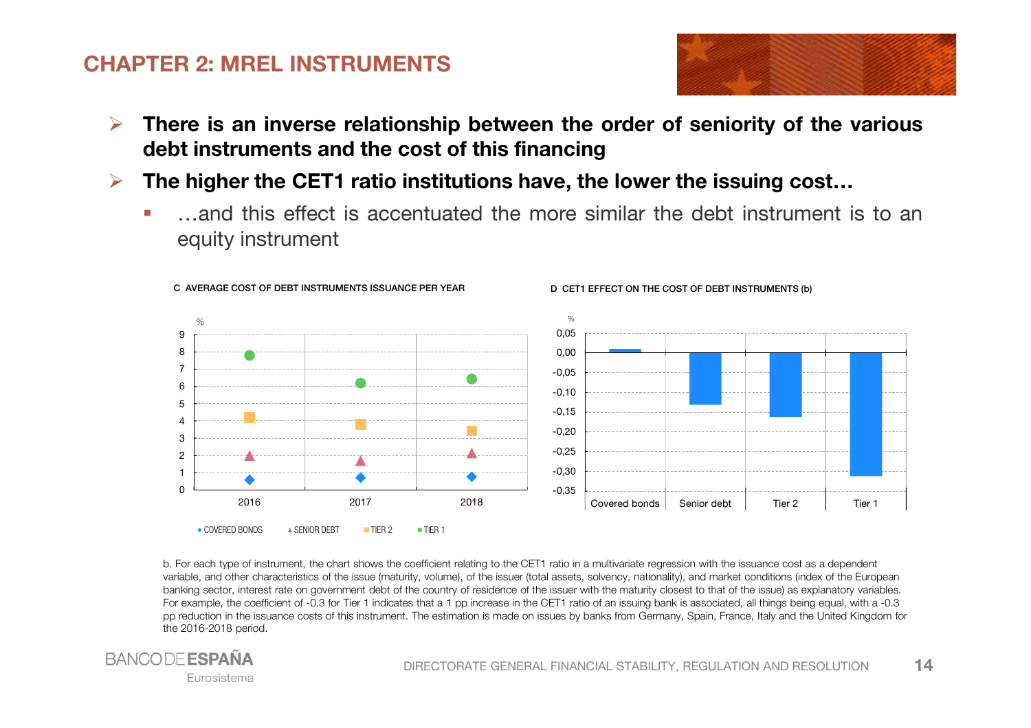# CHAPTER 2: MREL INSTRUMENTS

- **There is an inverse relationship between the order of seniority of the various debt instruments and the cost of this financing**
- **The higher the CET1 ratio institutions have, the lower the issuing cost…**
  - …and this effect is accentuated the more similar the debt instrument is to an equity instrument

C AVERAGE COST OF DEBT INSTRUMENTS ISSUANCE PER YEAR

D CET1 EFFECT ON THE COST OF DEBT INSTRUMENTS (b)

b. For each type of instrument, the chart shows the coefficient relating to the CET1 ratio in a multivariate regression with the issuance cost as a dependent variable, and other characteristics of the issue (maturity, volume), of the issuer (total assets, solvency, nationality), and market conditions (index of the European banking sector, interest rate on government debt of the country of residence of the issuer with the maturity closest to that of the issue) as explanatory variables. For example, the coefficient of -0.3 for Tier 1 indicates that a 1 pp increase in the CET1 ratio of an issuing bank is associated, all things being equal, with a -0.3 pp reduction in the issuance costs of this instrument. The estimation is made on issues by banks from Germany, Spain, France, Italy and the United Kingdom for the 2016-2018 period.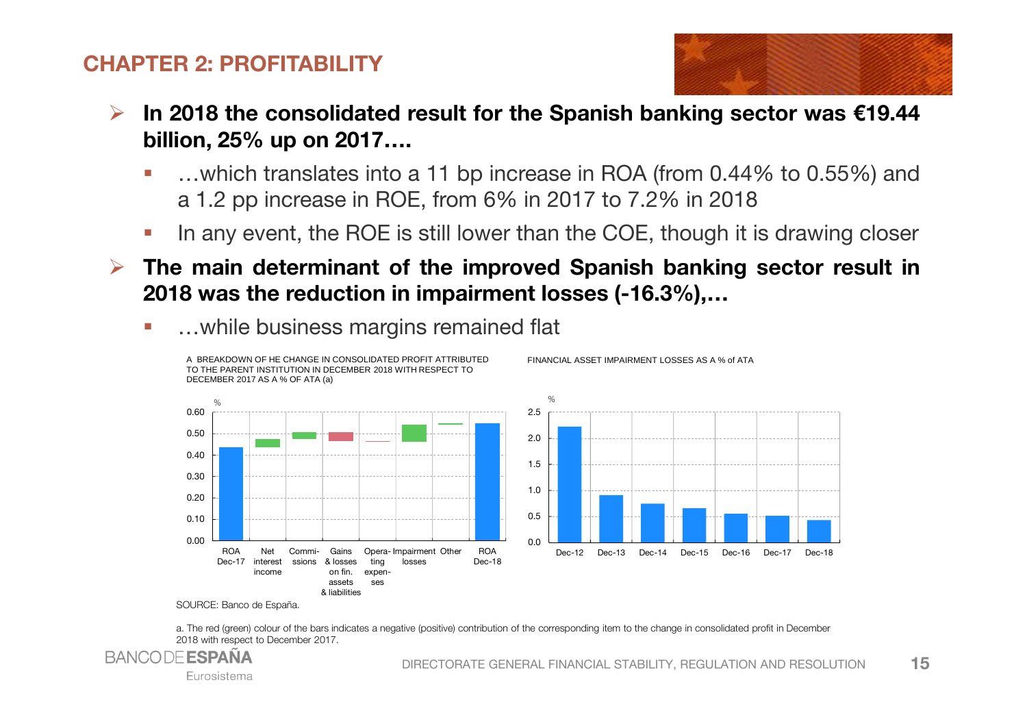# CHAPTER 2: PROFITABILITY

- **In 2018 the consolidated result for the Spanish banking sector was €19.44 billion, 25% up on 2017….**
  - …which translates into a 11 bp increase in ROA (from 0.44% to 0.55%) and a 1.2 pp increase in ROE, from 6% in 2017 to 7.2% in 2018
  - In any event, the ROE is still lower than the COE, though it is drawing closer
- **The main determinant of the improved Spanish banking sector result in 2018 was the reduction in impairment losses (-16.3%),…**
  - …while business margins remained flat

A BREAKDOWN OF HE CHANGE IN CONSOLIDATED PROFIT ATTRIBUTED TO THE PARENT INSTITUTION IN DECEMBER 2018 WITH RESPECT TO DECEMBER 2017 AS A % OF ATA (a)

FINANCIAL ASSET IMPAIRMENT LOSSES AS A % of ATA

SOURCE: Banco de España.

a. The red (green) colour of the bars indicates a negative (positive) contribution of the corresponding item to the change in consolidated profit in December 2018 with respect to December 2017.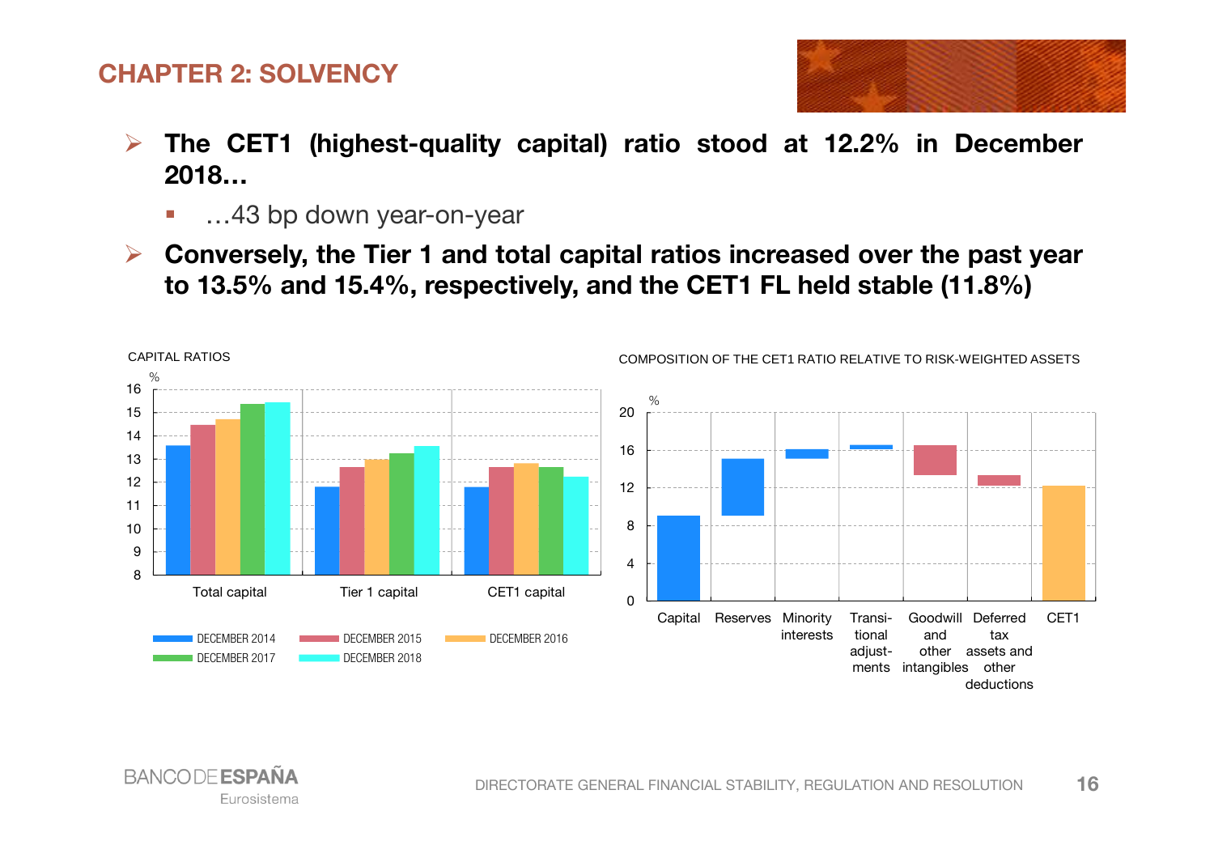# CHAPTER 2: SOLVENCY

- **The CET1 (highest-quality capital) ratio stood at 12.2% in December 2018…**
  - …43 bp down year-on-year
- **Conversely, the Tier 1 and total capital ratios increased over the past year to 13.5% and 15.4%, respectively, and the CET1 FL held stable (11.8%)**

CAPITAL RATIOS

%

Total capital | Tier 1 capital | CET1 capital

DECEMBER 2014 | DECEMBER 2015 | DECEMBER 2016 | DECEMBER 2017 | DECEMBER 2018

COMPOSITION OF THE CET1 RATIO RELATIVE TO RISK-WEIGHTED ASSETS

%

Capital | Reserves | Minority interests | Transitional adjustments | Goodwill and other intangibles | Deferred tax assets and other deductions | CET1

BANCO DE ESPAÑA
Eurosistema

DIRECTORATE GENERAL FINANCIAL STABILITY, REGULATION AND RESOLUTION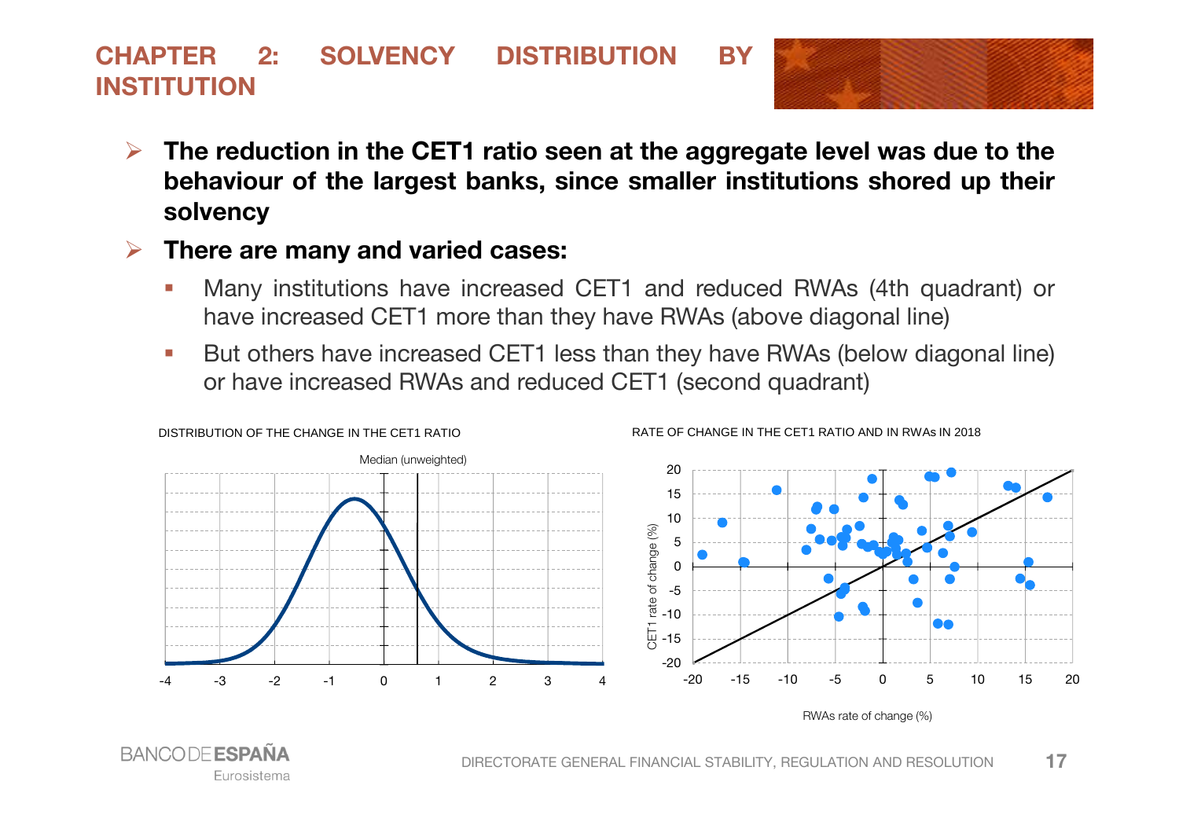# CHAPTER 2: SOLVENCY DISTRIBUTION BY INSTITUTION

- **The reduction in the CET1 ratio seen at the aggregate level was due to the behaviour of the largest banks, since smaller institutions shored up their solvency**
- **There are many and varied cases:**
  - Many institutions have increased CET1 and reduced RWAs (4th quadrant) or have increased CET1 more than they have RWAs (above diagonal line)
  - But others have increased CET1 less than they have RWAs (below diagonal line) or have increased RWAs and reduced CET1 (second quadrant)

DISTRIBUTION OF THE CHANGE IN THE CET1 RATIO

Median (unweighted)

RATE OF CHANGE IN THE CET1 RATIO AND IN RWAs IN 2018

CET1 rate of change (%)

RWAs rate of change (%)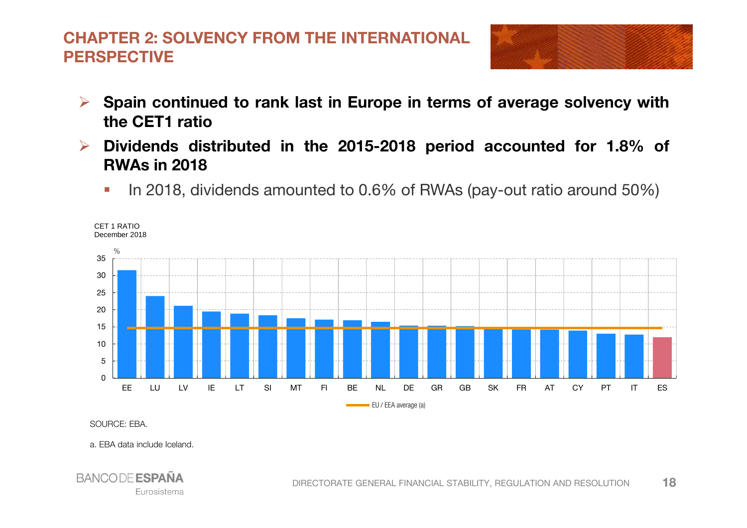# CHAPTER 2: SOLVENCY FROM THE INTERNATIONAL PERSPECTIVE

- **Spain continued to rank last in Europe in terms of average solvency with the CET1 ratio**
- **Dividends distributed in the 2015-2018 period accounted for 1.8% of RWAs in 2018**
  - In 2018, dividends amounted to 0.6% of RWAs (pay-out ratio around 50%)

CET 1 RATIO
December 2018

%

EE, LU, LV, IE, LT, SI, MT, FI, BE, NL, DE, GR, GB, SK, FR, AT, CY, PT, IT, ES

EU / EEA average (a)

SOURCE: EBA.

a. EBA data include Iceland.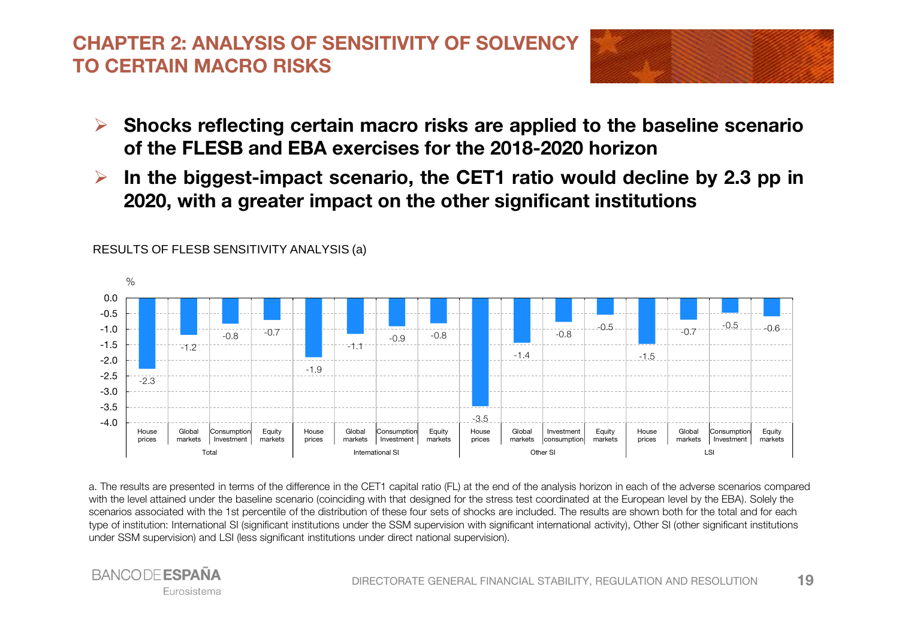# CHAPTER 2: ANALYSIS OF SENSITIVITY OF SOLVENCY TO CERTAIN MACRO RISKS

- **Shocks reflecting certain macro risks are applied to the baseline scenario of the FLESB and EBA exercises for the 2018-2020 horizon**
- **In the biggest-impact scenario, the CET1 ratio would decline by 2.3 pp in 2020, with a greater impact on the other significant institutions**

RESULTS OF FLESB SENSITIVITY ANALYSIS (a)

%

| Group | Shock | Value |
|---|---|---|
| Total | House prices | -2.3 |
| Total | Global markets | -1.2 |
| Total | Consumption Investment | -0.8 |
| Total | Equity markets | -0.7 |
| International SI | House prices | -1.9 |
| International SI | Global markets | -1.1 |
| International SI | Consumption Investment | -0.9 |
| International SI | Equity markets | -0.8 |
| Other SI | House prices | -3.5 |
| Other SI | Global markets | -1.4 |
| Other SI | Investment consumption | -0.8 |
| Other SI | Equity markets | -0.5 |
| LSI | House prices | -1.5 |
| LSI | Global markets | -0.7 |
| LSI | Consumption Investment | -0.5 |
| LSI | Equity markets | -0.6 |

a. The results are presented in terms of the difference in the CET1 capital ratio (FL) at the end of the analysis horizon in each of the adverse scenarios compared with the level attained under the baseline scenario (coinciding with that designed for the stress test coordinated at the European level by the EBA). Solely the scenarios associated with the 1st percentile of the distribution of these four sets of shocks are included. The results are shown both for the total and for each type of institution: International SI (significant institutions under the SSM supervision with significant international activity), Other SI (other significant institutions under SSM supervision) and LSI (less significant institutions under direct national supervision).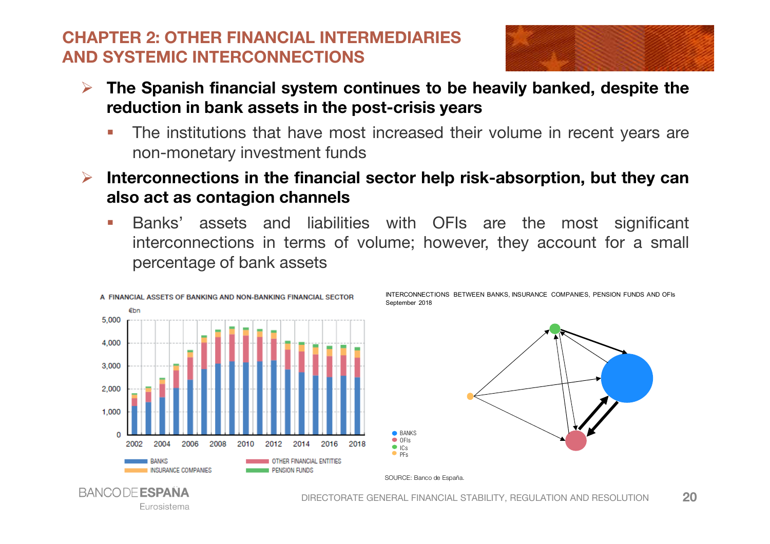# CHAPTER 2: OTHER FINANCIAL INTERMEDIARIES AND SYSTEMIC INTERCONNECTIONS

- **The Spanish financial system continues to be heavily banked, despite the reduction in bank assets in the post-crisis years**
  - The institutions that have most increased their volume in recent years are non-monetary investment funds
- **Interconnections in the financial sector help risk-absorption, but they can also act as contagion channels**
  - Banks' assets and liabilities with OFIs are the most significant interconnections in terms of volume; however, they account for a small percentage of bank assets

A FINANCIAL ASSETS OF BANKING AND NON-BANKING FINANCIAL SECTOR

€bn

BANKS · OTHER FINANCIAL ENTITIES · INSURANCE COMPANIES · PENSION FUNDS

INTERCONNECTIONS BETWEEN BANKS, INSURANCE COMPANIES, PENSION FUNDS AND OFIs
September 2018

BANKS · OFIs · ICs · PFs

SOURCE: Banco de España.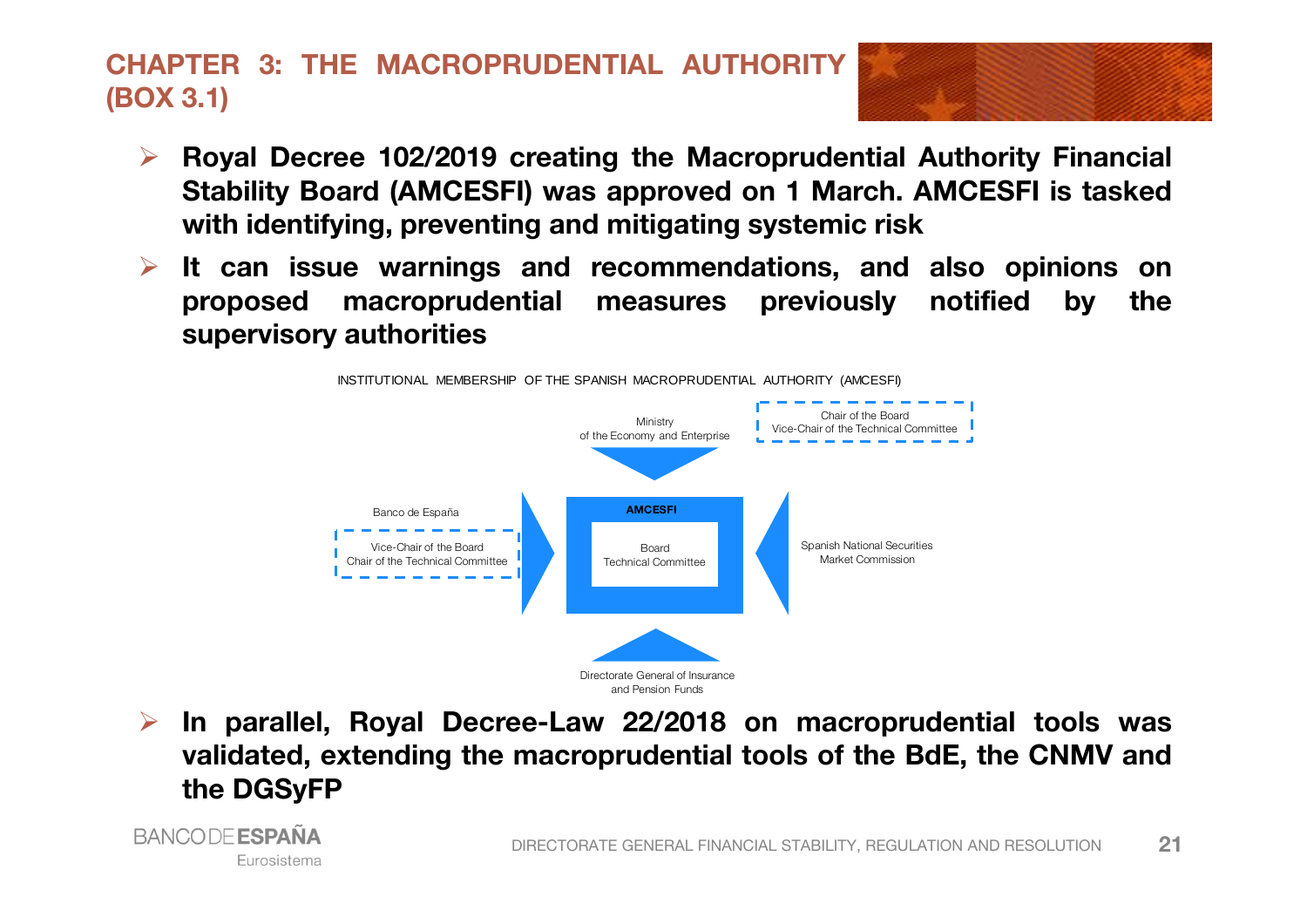# CHAPTER 3: THE MACROPRUDENTIAL AUTHORITY (BOX 3.1)

- **Royal Decree 102/2019 creating the Macroprudential Authority Financial Stability Board (AMCESFI) was approved on 1 March. AMCESFI is tasked with identifying, preventing and mitigating systemic risk**
- **It can issue warnings and recommendations, and also opinions on proposed macroprudential measures previously notified by the supervisory authorities**

INSTITUTIONAL MEMBERSHIP OF THE SPANISH MACROPRUDENTIAL AUTHORITY (AMCESFI)

Ministry of the Economy and Enterprise

Chair of the Board
Vice-Chair of the Technical Committee

Banco de España

Vice-Chair of the Board
Chair of the Technical Committee

AMCESFI

Board
Technical Committee

Spanish National Securities Market Commission

Directorate General of Insurance and Pension Funds

- **In parallel, Royal Decree-Law 22/2018 on macroprudential tools was validated, extending the macroprudential tools of the BdE, the CNMV and the DGSyFP**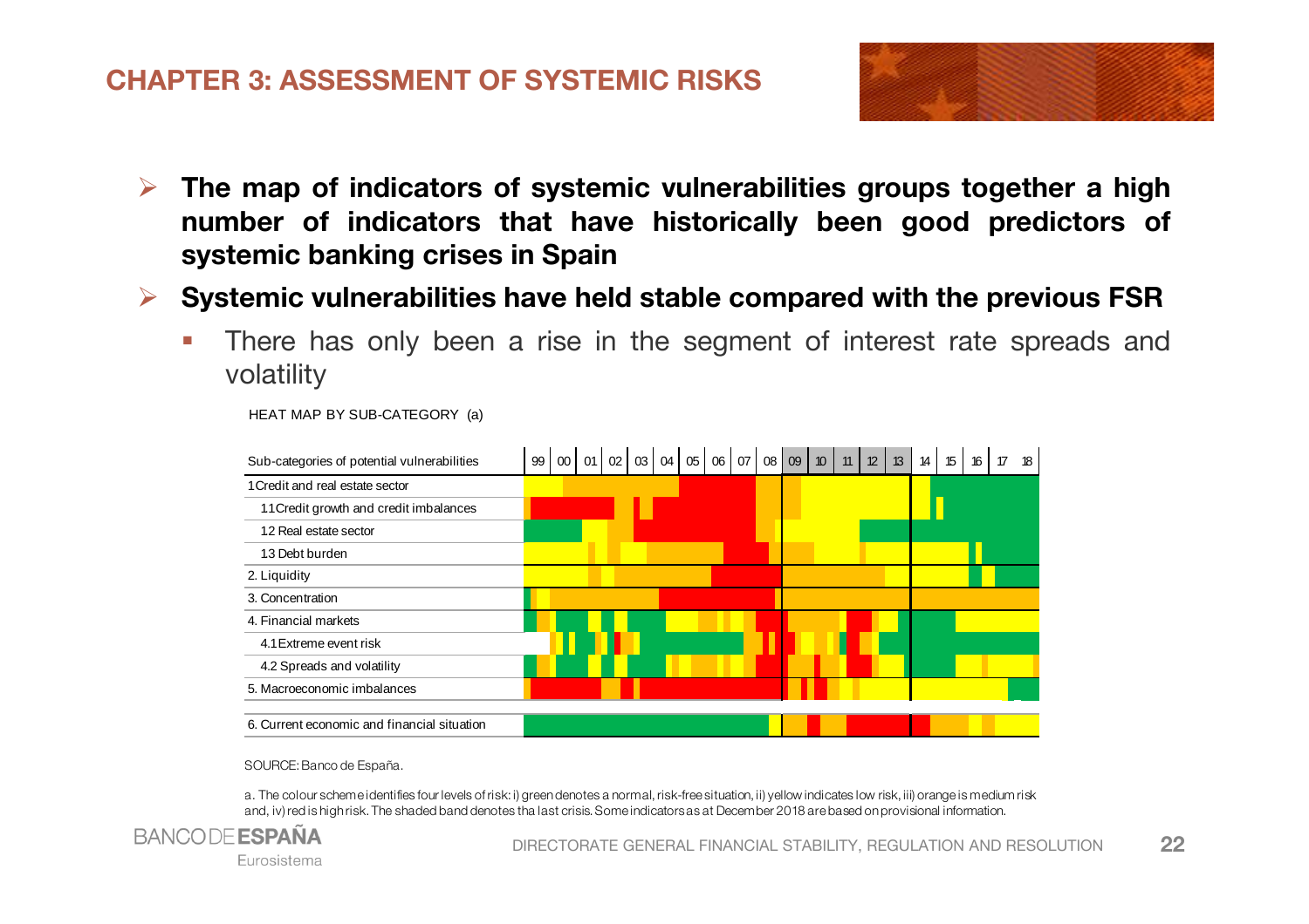## CHAPTER 3: ASSESSMENT OF SYSTEMIC RISKS

- **The map of indicators of systemic vulnerabilities groups together a high number of indicators that have historically been good predictors of systemic banking crises in Spain**
- **Systemic vulnerabilities have held stable compared with the previous FSR**
  - There has only been a rise in the segment of interest rate spreads and volatility

HEAT MAP BY SUB-CATEGORY (a)

| Sub-categories of potential vulnerabilities | 99 | 00 | 01 | 02 | 03 | 04 | 05 | 06 | 07 | 08 | 09 | 10 | 11 | 12 | 13 | 14 | 15 | 16 | 17 | 18 |
|---|---|---|---|---|---|---|---|---|---|---|---|---|---|---|---|---|---|---|---|---|
| 1 Credit and real estate sector | | | | | | | | | | | | | | | | | | | | |
| 1.1 Credit growth and credit imbalances | | | | | | | | | | | | | | | | | | | | |
| 1.2 Real estate sector | | | | | | | | | | | | | | | | | | | | |
| 1.3 Debt burden | | | | | | | | | | | | | | | | | | | | |
| 2. Liquidity | | | | | | | | | | | | | | | | | | | | |
| 3. Concentration | | | | | | | | | | | | | | | | | | | | |
| 4. Financial markets | | | | | | | | | | | | | | | | | | | | |
| 4.1 Extreme event risk | | | | | | | | | | | | | | | | | | | | |
| 4.2 Spreads and volatility | | | | | | | | | | | | | | | | | | | | |
| 5. Macroeconomic imbalances | | | | | | | | | | | | | | | | | | | | |
| 6. Current economic and financial situation | | | | | | | | | | | | | | | | | | | | |

SOURCE: Banco de España.

a. The colour scheme identifies four levels of risk: i) green denotes a normal, risk-free situation, ii) yellow indicates low risk, iii) orange is medium risk and, iv) red is high risk. The shaded band denotes tha last crisis. Some indicators as at December 2018 are based on provisional information.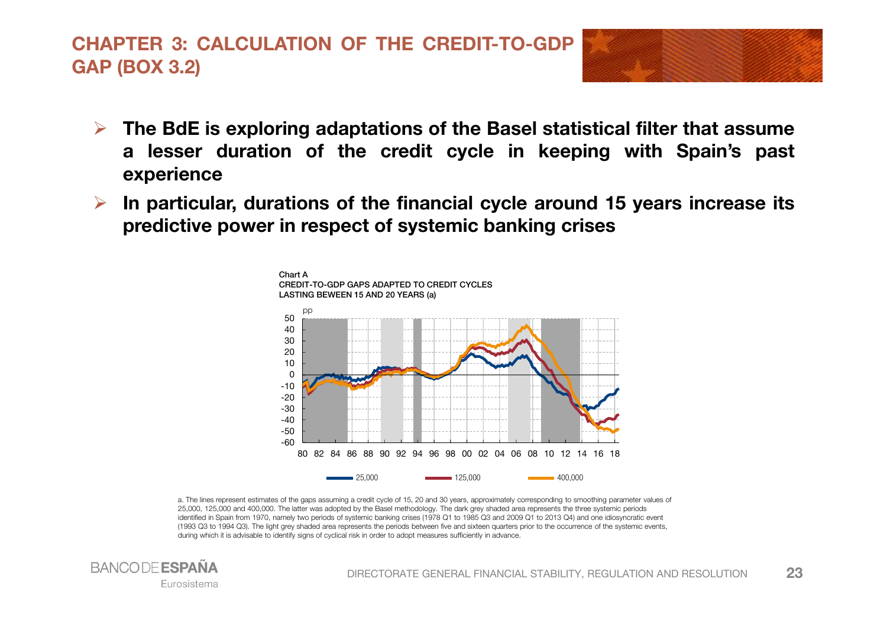# CHAPTER 3: CALCULATION OF THE CREDIT-TO-GDP GAP (BOX 3.2)

- **The BdE is exploring adaptations of the Basel statistical filter that assume a lesser duration of the credit cycle in keeping with Spain's past experience**
- **In particular, durations of the financial cycle around 15 years increase its predictive power in respect of systemic banking crises**

Chart A
CREDIT-TO-GDP GAPS ADAPTED TO CREDIT CYCLES LASTING BEWEEN 15 AND 20 YEARS (a)

a. The lines represent estimates of the gaps assuming a credit cycle of 15, 20 and 30 years, approximately corresponding to smoothing parameter values of 25,000, 125,000 and 400,000. The latter was adopted by the Basel methodology. The dark grey shaded area represents the three systemic periods identified in Spain from 1970, namely two periods of systemic banking crises (1978 Q1 to 1985 Q3 and 2009 Q1 to 2013 Q4) and one idiosyncratic event (1993 Q3 to 1994 Q3). The light grey shaded area represents the periods between five and sixteen quarters prior to the occurrence of the systemic events, during which it is advisable to identify signs of cyclical risk in order to adopt measures sufficiently in advance.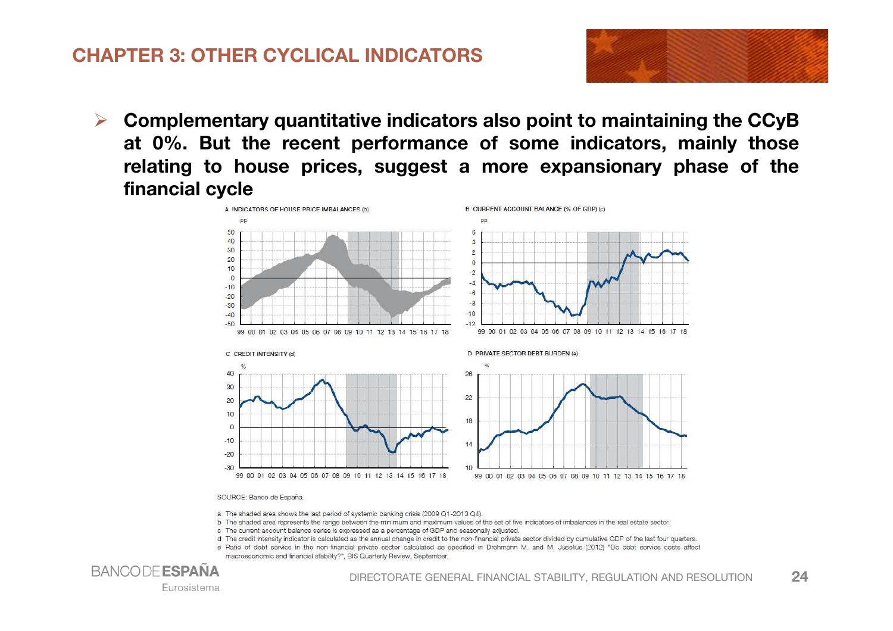# CHAPTER 3: OTHER CYCLICAL INDICATORS

- **Complementary quantitative indicators also point to maintaining the CCyB at 0%. But the recent performance of some indicators, mainly those relating to house prices, suggest a more expansionary phase of the financial cycle**

A INDICATORS OF HOUSE PRICE IMBALANCES (b)

B CURRENT ACCOUNT BALANCE (% OF GDP) (c)

C CREDIT INTENSITY (d)

D PRIVATE SECTOR DEBT BURDEN (e)

SOURCE: Banco de España.

a The shaded area shows the last period of systemic banking crisis (2009 Q1-2013 Q4).

b The shaded area represents the range between the minimum and maximum values of the set of five indicators of imbalances in the real estate sector.

c The current account balance series is expressed as a percentage of GDP and seasonally adjusted.

d The credit intensity indicator is calculated as the annual change in credit to the non-financial private sector divided by cumulative GDP of the last four quarters.

e Ratio of debt service in the non-financial private sector calculated as specified in Drehmann M. and M. Juselius (2012) "Do debt service costs affect macroeconomic and financial stability?", BIS Quarterly Review, September.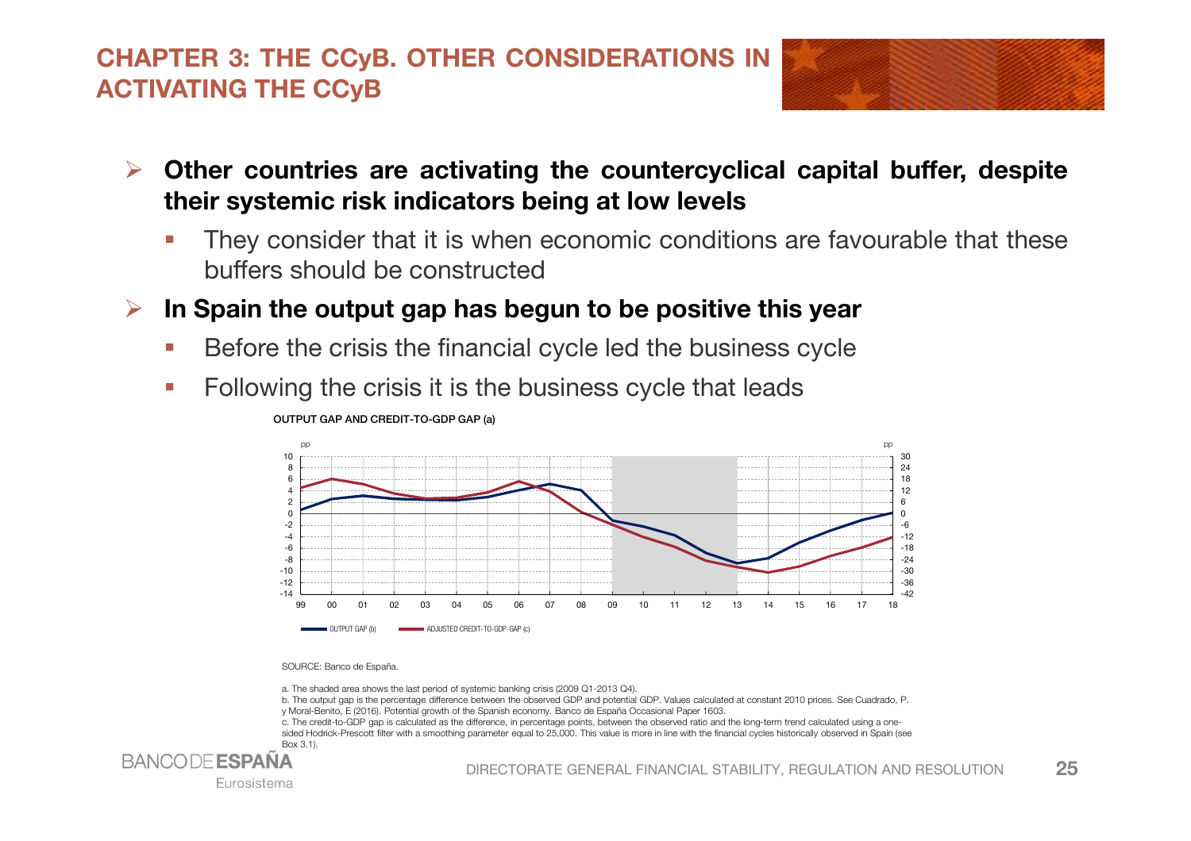## CHAPTER 3: THE CCyB. OTHER CONSIDERATIONS IN ACTIVATING THE CCyB

- **Other countries are activating the countercyclical capital buffer, despite their systemic risk indicators being at low levels**
  - They consider that it is when economic conditions are favourable that these buffers should be constructed
- **In Spain the output gap has begun to be positive this year**
  - Before the crisis the financial cycle led the business cycle
  - Following the crisis it is the business cycle that leads

OUTPUT GAP AND CREDIT-TO-GDP GAP (a)

SOURCE: Banco de España.

a. The shaded area shows the last period of systemic banking crisis (2009 Q1-2013 Q4).

b. The output gap is the percentage difference between the observed GDP and potential GDP. Values calculated at constant 2010 prices. See Cuadrado, P. y Moral-Benito, E (2016). Potential growth of the Spanish economy. Banco de España Occasional Paper 1603.

c. The credit-to-GDP gap is calculated as the difference, in percentage points, between the observed ratio and the long-term trend calculated using a one-sided Hodrick-Prescott filter with a smoothing parameter equal to 25,000. This value is more in line with the financial cycles historically observed in Spain (see Box 3.1).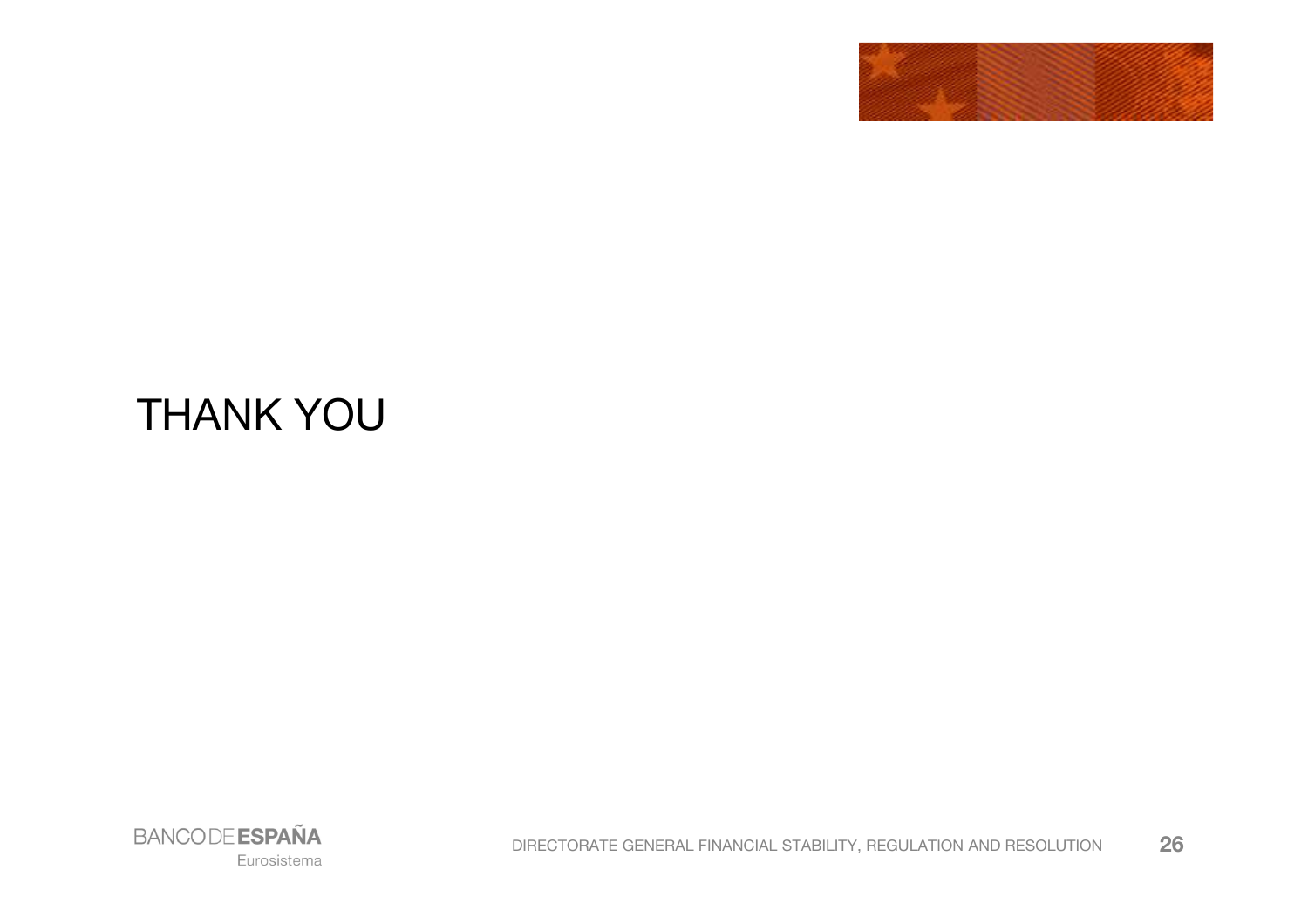# THANK YOU